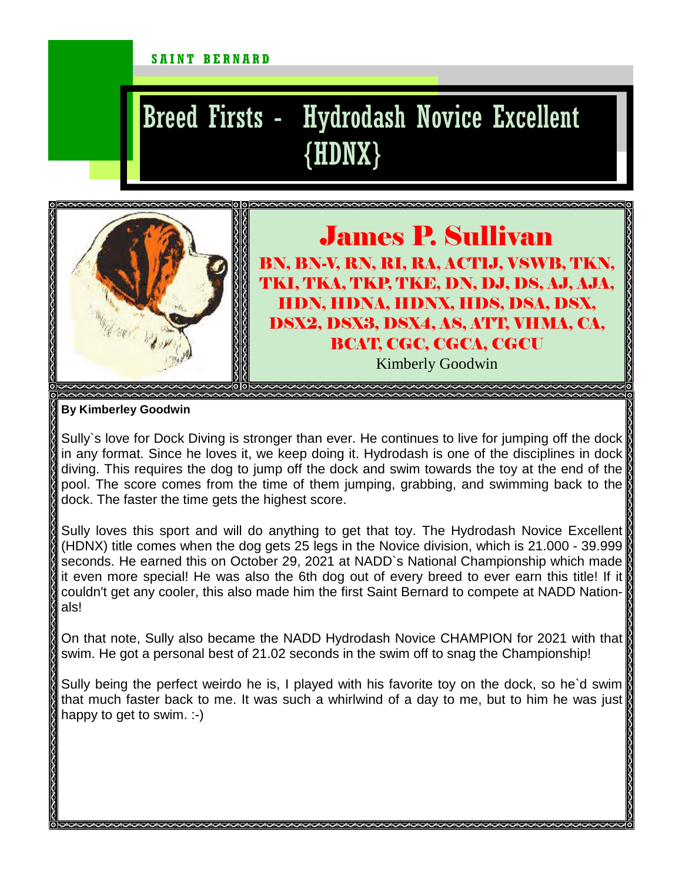SAINT BERNARD

# Breed Firsts - Hydrodash Novice Excellent {HDNX}

## James P. Sullivan

**BN, BN-V, RN, RI, RA, ACT1J, VSWB, TKN, TKI, TKA, TKP, TKE, DN, DJ, DS, AJ, AJA, HDN, HDNA, HDNX, HDS, DSA, DSX, DSX2, DSX3, DSX4, AS, ATT, VHMA, CA, BCAT, CGC, CGCA, CGCU**

Kimberly Goodwin

**By Kimberley Goodwin**

Sully`s love for Dock Diving is stronger than ever. He continues to live for jumping off the dock in any format. Since he loves it, we keep doing it. Hydrodash is one of the disciplines in dock diving. This requires the dog to jump off the dock and swim towards the toy at the end of the pool. The score comes from the time of them jumping, grabbing, and swimming back to the dock. The faster the time gets the highest score.

Sully loves this sport and will do anything to get that toy. The Hydrodash Novice Excellent (HDNX) title comes when the dog gets 25 legs in the Novice division, which is 21.000 - 39.999 seconds. He earned this on October 29, 2021 at NADD`s National Championship which made it even more special! He was also the 6th dog out of every breed to ever earn this title! If it couldn't get any cooler, this also made him the first Saint Bernard to compete at NADD Nationals!

On that note, Sully also became the NADD Hydrodash Novice CHAMPION for 2021 with that swim. He got a personal best of 21.02 seconds in the swim off to snag the Championship!

Sully being the perfect weirdo he is, I played with his favorite toy on the dock, so he`d swim that much faster back to me. It was such a whirlwind of a day to me, but to him he was just happy to get to swim. :-)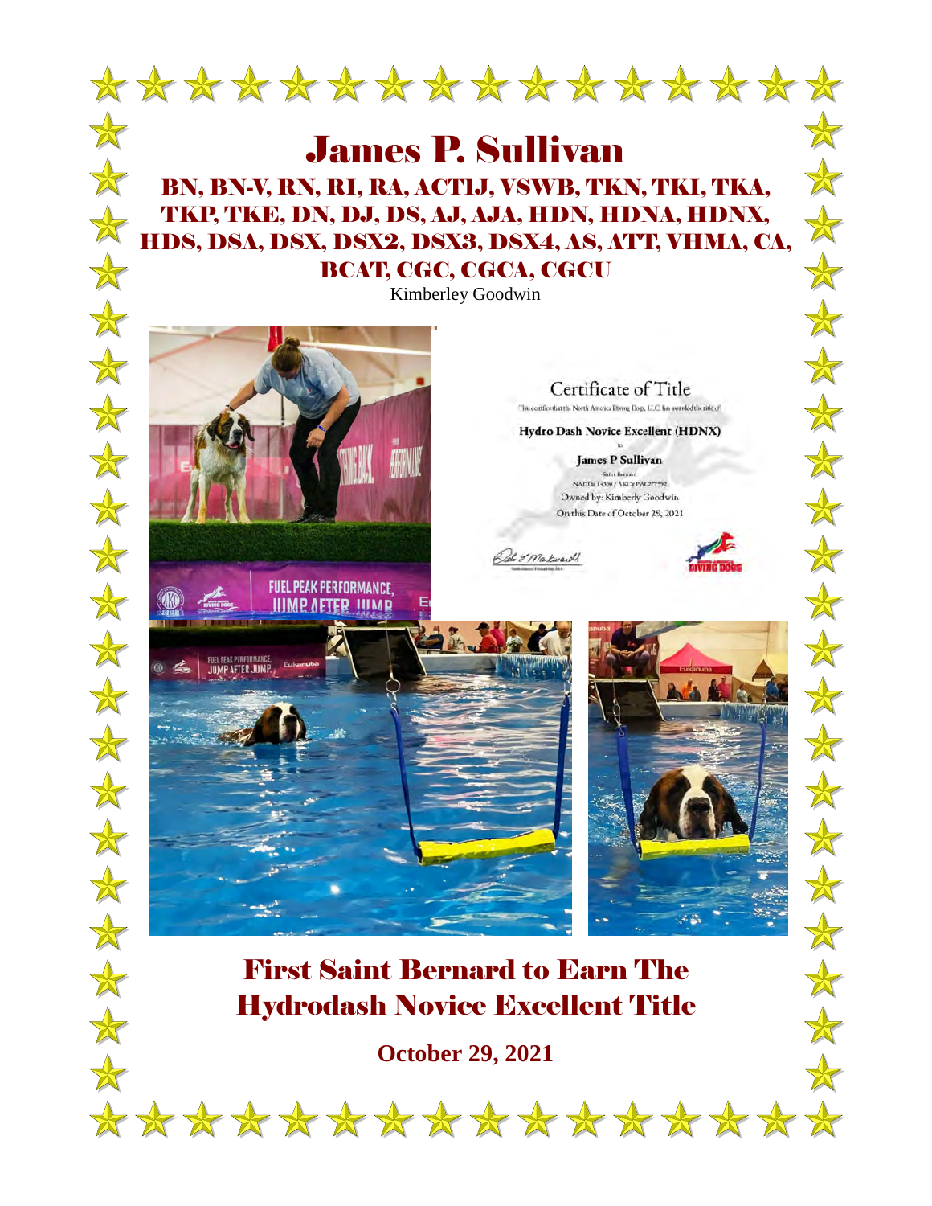# James P. Sullivan

## BN, BN-V, RN, RI, RA, ACTIJ, VSWB, TKN, TKI, TKA, TKP, TKE, DN, DJ, DS, AJ, AJA, HDN, HDNA, HDNX, HDS, DSA, DSX, DSX2, DSX3, DSX4, AS, ATT, VHMA, CA, BCAT, CGC, CGCA, CGCU

Kimberley Goodwin

Certificate of Title

This certifies that the North America Diving Dogs, LLC has awarded the title of

**Hydro Dash Novice Excellent (HDNX)**

to

**James P Sullivan**

Saint Bernard

NADD# 14309 / AKC# PAL277592

Owned by: Kimberly Goodwin

On this Date of October 29, 2021

## First Saint Bernard to Earn The Hydrodash Novice Excellent Title

**October 29, 2021**